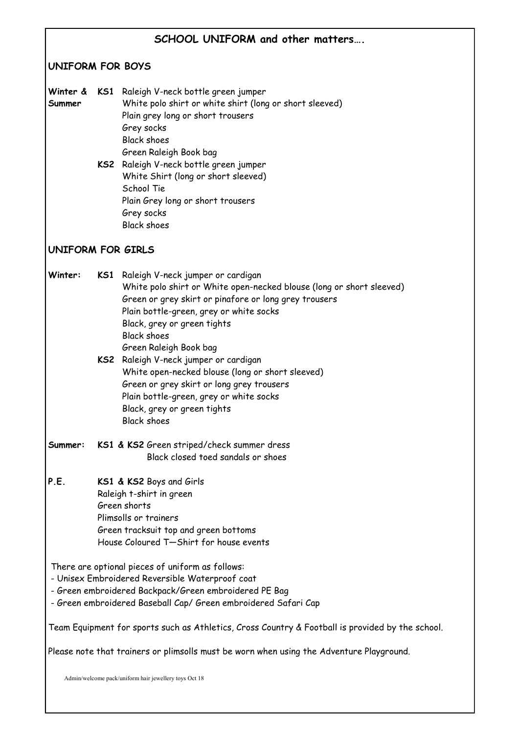## SCHOOL UNIFORM and other matters….

### UNIFORM FOR BOYS

**Winter & Summer**

**KS1**
- Raleigh V-neck bottle green jumper
- White polo shirt or white shirt (long or short sleeved)
- Plain grey long or short trousers
- Grey socks
- Black shoes
- Green Raleigh Book bag

**KS2**
- Raleigh V-neck bottle green jumper
- White Shirt (long or short sleeved)
- School Tie
- Plain Grey long or short trousers
- Grey socks
- Black shoes

### UNIFORM FOR GIRLS

**Winter:**

**KS1**
- Raleigh V-neck jumper or cardigan
- White polo shirt or White open-necked blouse (long or short sleeved)
- Green or grey skirt or pinafore or long grey trousers
- Plain bottle-green, grey or white socks
- Black, grey or green tights
- Black shoes
- Green Raleigh Book bag

**KS2**
- Raleigh V-neck jumper or cardigan
- White open-necked blouse (long or short sleeved)
- Green or grey skirt or long grey trousers
- Plain bottle-green, grey or white socks
- Black, grey or green tights
- Black shoes

**Summer:**

**KS1 & KS2**
- Green striped/check summer dress
- Black closed toed sandals or shoes

**P.E.**

**KS1 & KS2** Boys and Girls
- Raleigh t-shirt in green
- Green shorts
- Plimsolls or trainers
- Green tracksuit top and green bottoms
- House Coloured T—Shirt for house events

There are optional pieces of uniform as follows:

- Unisex Embroidered Reversible Waterproof coat
- Green embroidered Backpack/Green embroidered PE Bag
- Green embroidered Baseball Cap/ Green embroidered Safari Cap

Team Equipment for sports such as Athletics, Cross Country & Football is provided by the school.

Please note that trainers or plimsolls must be worn when using the Adventure Playground.

Admin/welcome pack/uniform hair jewellery toys Oct 18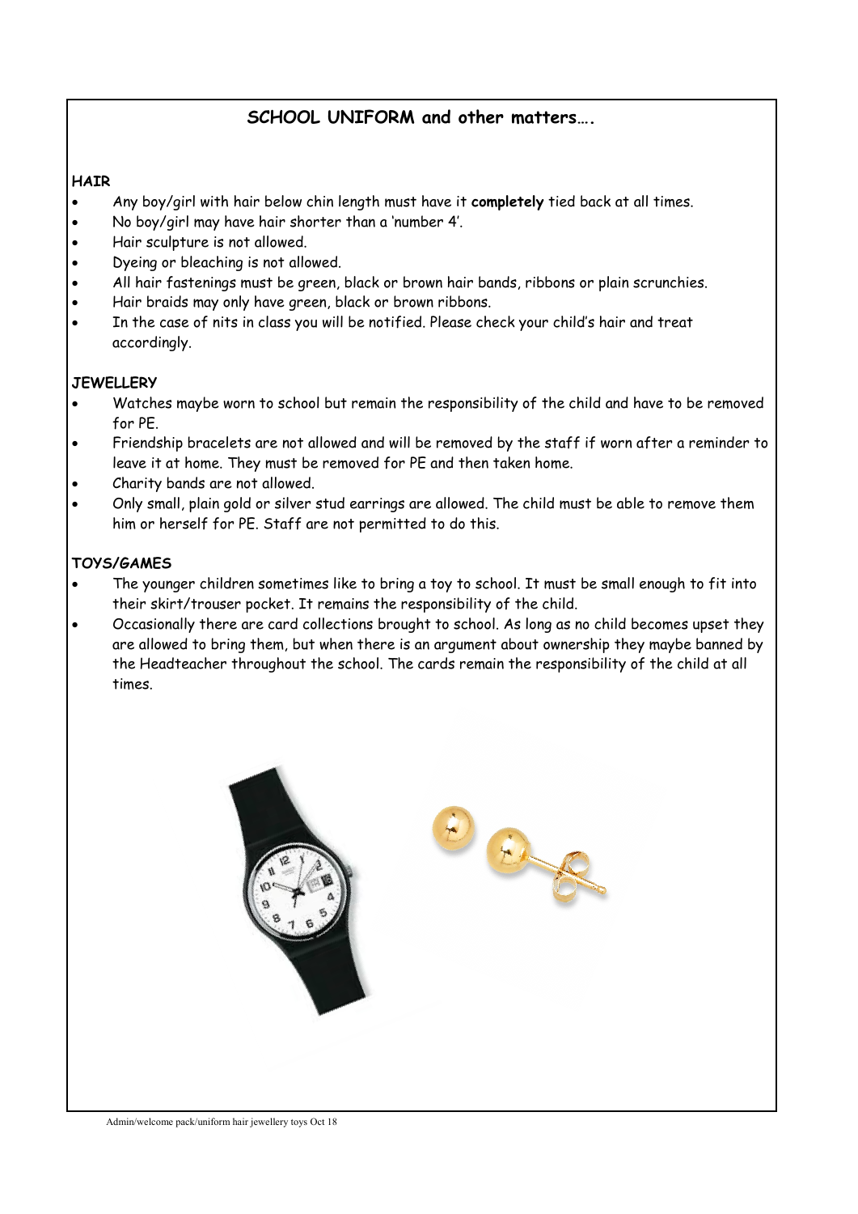## SCHOOL UNIFORM and other matters….

### HAIR

- Any boy/girl with hair below chin length must have it **completely** tied back at all times.
- No boy/girl may have hair shorter than a 'number 4'.
- Hair sculpture is not allowed.
- Dyeing or bleaching is not allowed.
- All hair fastenings must be green, black or brown hair bands, ribbons or plain scrunchies.
- Hair braids may only have green, black or brown ribbons.
- In the case of nits in class you will be notified. Please check your child's hair and treat accordingly.

### JEWELLERY

- Watches maybe worn to school but remain the responsibility of the child and have to be removed for PE.
- Friendship bracelets are not allowed and will be removed by the staff if worn after a reminder to leave it at home. They must be removed for PE and then taken home.
- Charity bands are not allowed.
- Only small, plain gold or silver stud earrings are allowed. The child must be able to remove them him or herself for PE. Staff are not permitted to do this.

### TOYS/GAMES

- The younger children sometimes like to bring a toy to school. It must be small enough to fit into their skirt/trouser pocket. It remains the responsibility of the child.
- Occasionally there are card collections brought to school. As long as no child becomes upset they are allowed to bring them, but when there is an argument about ownership they maybe banned by the Headteacher throughout the school. The cards remain the responsibility of the child at all times.

Admin/welcome pack/uniform hair jewellery toys Oct 18